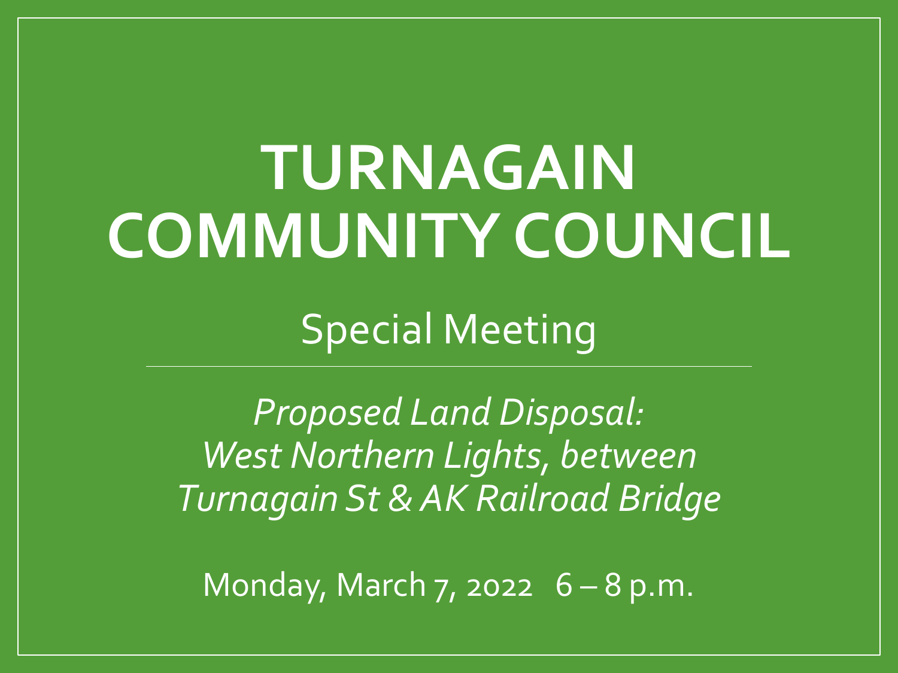# TURNAGAIN COMMUNITY COUNCIL

Special Meeting

---

*Proposed Land Disposal:*
*West Northern Lights, between*
*Turnagain St & AK Railroad Bridge*

Monday, March 7, 2022 6 – 8 p.m.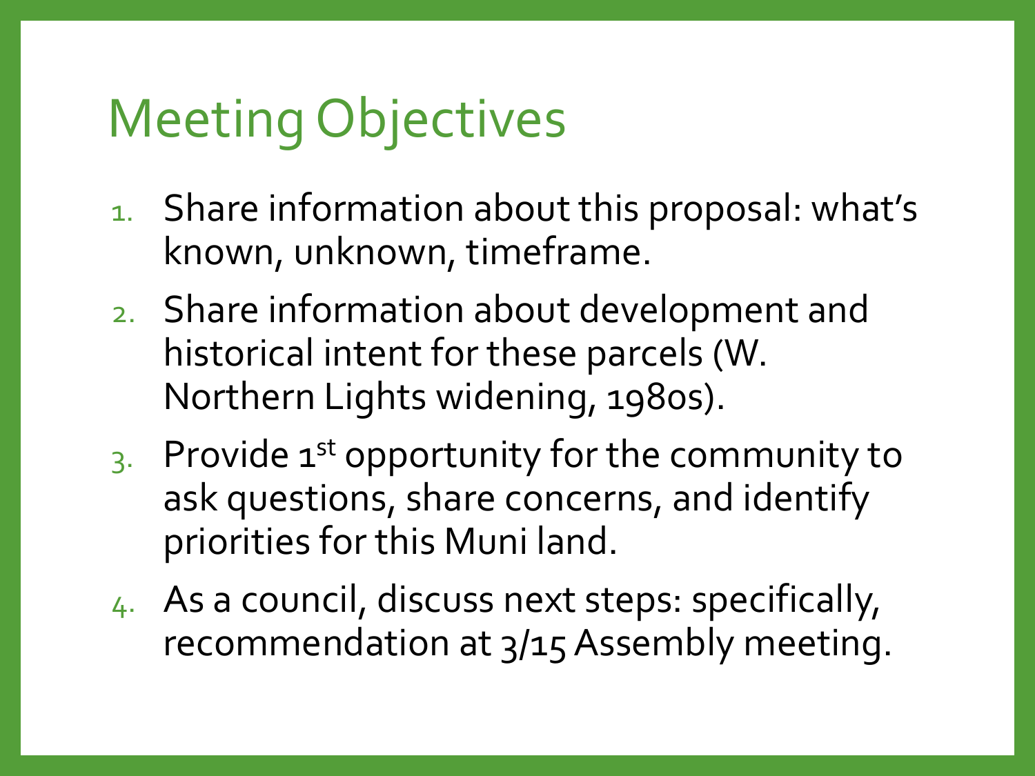# Meeting Objectives

1. Share information about this proposal: what's known, unknown, timeframe.
2. Share information about development and historical intent for these parcels (W. Northern Lights widening, 1980s).
3. Provide 1st opportunity for the community to ask questions, share concerns, and identify priorities for this Muni land.
4. As a council, discuss next steps: specifically, recommendation at 3/15 Assembly meeting.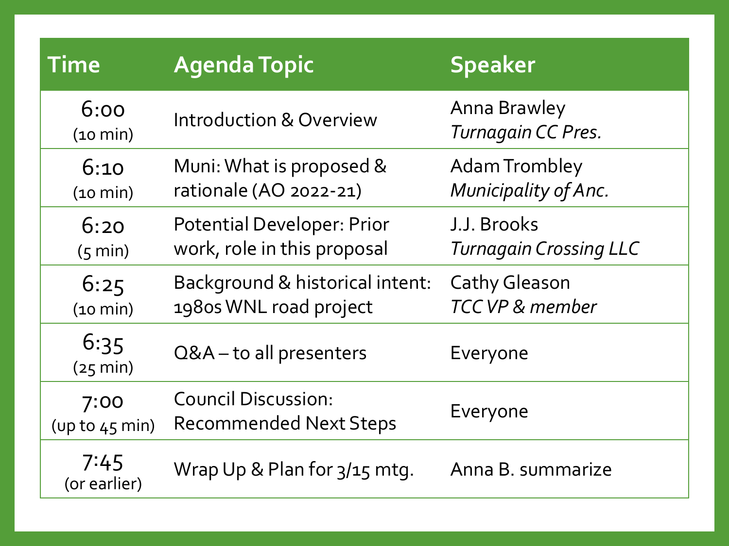| Time | Agenda Topic | Speaker |
| --- | --- | --- |
| 6:00 (10 min) | Introduction & Overview | Anna Brawley *Turnagain CC Pres.* |
| 6:10 (10 min) | Muni: What is proposed & rationale (AO 2022-21) | Adam Trombley *Municipality of Anc.* |
| 6:20 (5 min) | Potential Developer: Prior work, role in this proposal | J.J. Brooks *Turnagain Crossing LLC* |
| 6:25 (10 min) | Background & historical intent: 1980s WNL road project | Cathy Gleason *TCC VP & member* |
| 6:35 (25 min) | Q&A – to all presenters | Everyone |
| 7:00 (up to 45 min) | Council Discussion: Recommended Next Steps | Everyone |
| 7:45 (or earlier) | Wrap Up & Plan for 3/15 mtg. | Anna B. summarize |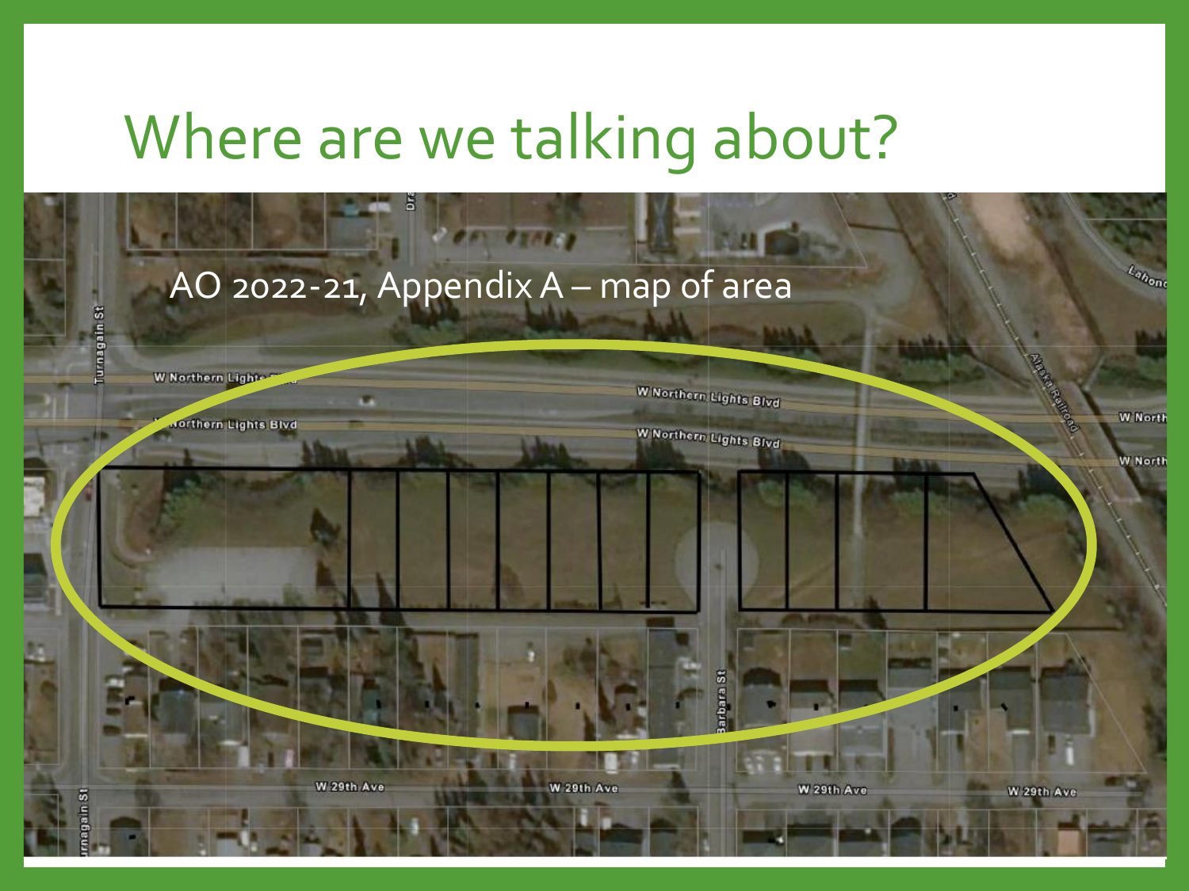# Where are we talking about?

AO 2022-21, Appendix A – map of area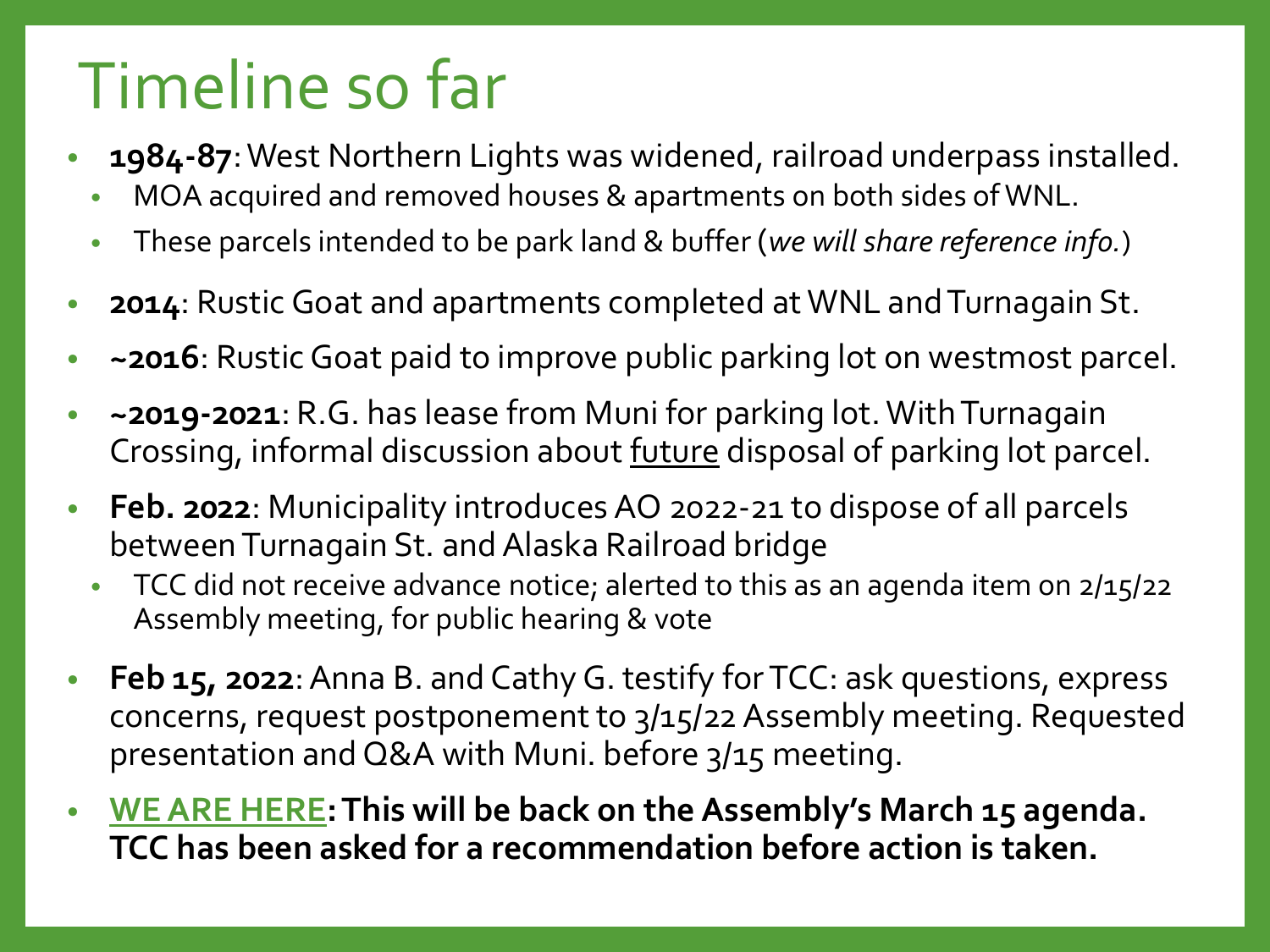# Timeline so far

- **1984-87**: West Northern Lights was widened, railroad underpass installed.
  - MOA acquired and removed houses & apartments on both sides of WNL.
  - These parcels intended to be park land & buffer (*we will share reference info.*)
- **2014**: Rustic Goat and apartments completed at WNL and Turnagain St.
- **~2016**: Rustic Goat paid to improve public parking lot on westmost parcel.
- **~2019-2021**: R.G. has lease from Muni for parking lot. With Turnagain Crossing, informal discussion about <u>future</u> disposal of parking lot parcel.
- **Feb. 2022**: Municipality introduces AO 2022-21 to dispose of all parcels between Turnagain St. and Alaska Railroad bridge
  - TCC did not receive advance notice; alerted to this as an agenda item on 2/15/22 Assembly meeting, for public hearing & vote
- **Feb 15, 2022**: Anna B. and Cathy G. testify for TCC: ask questions, express concerns, request postponement to 3/15/22 Assembly meeting. Requested presentation and Q&A with Muni. before 3/15 meeting.
- **<u>WE ARE HERE</u>: This will be back on the Assembly's March 15 agenda. TCC has been asked for a recommendation before action is taken.**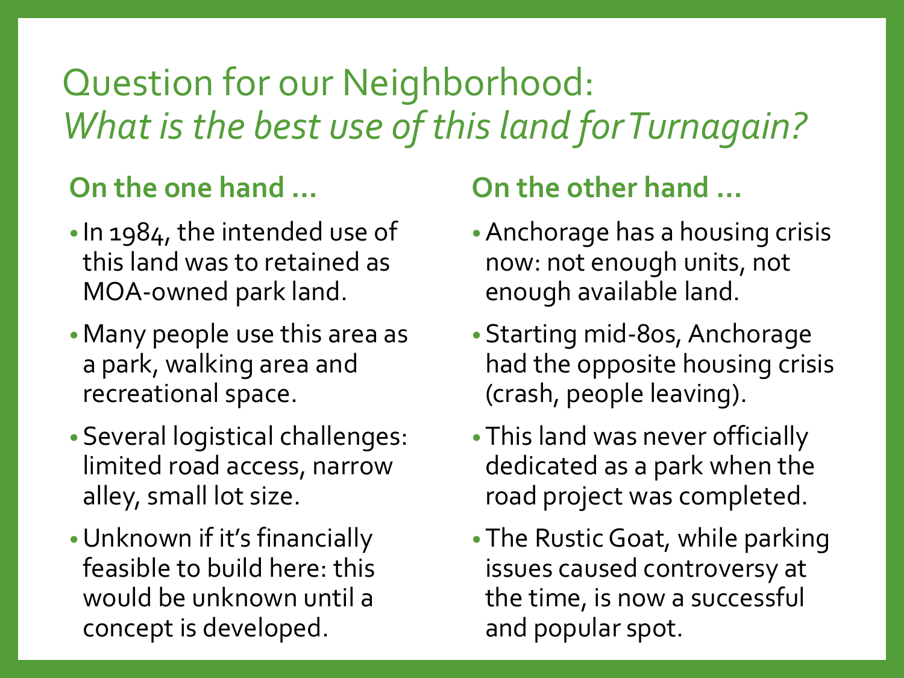# Question for our Neighborhood: *What is the best use of this land for Turnagain?*

### On the one hand …

- In 1984, the intended use of this land was to retained as MOA-owned park land.
- Many people use this area as a park, walking area and recreational space.
- Several logistical challenges: limited road access, narrow alley, small lot size.
- Unknown if it's financially feasible to build here: this would be unknown until a concept is developed.

### On the other hand …

- Anchorage has a housing crisis now: not enough units, not enough available land.
- Starting mid-80s, Anchorage had the opposite housing crisis (crash, people leaving).
- This land was never officially dedicated as a park when the road project was completed.
- The Rustic Goat, while parking issues caused controversy at the time, is now a successful and popular spot.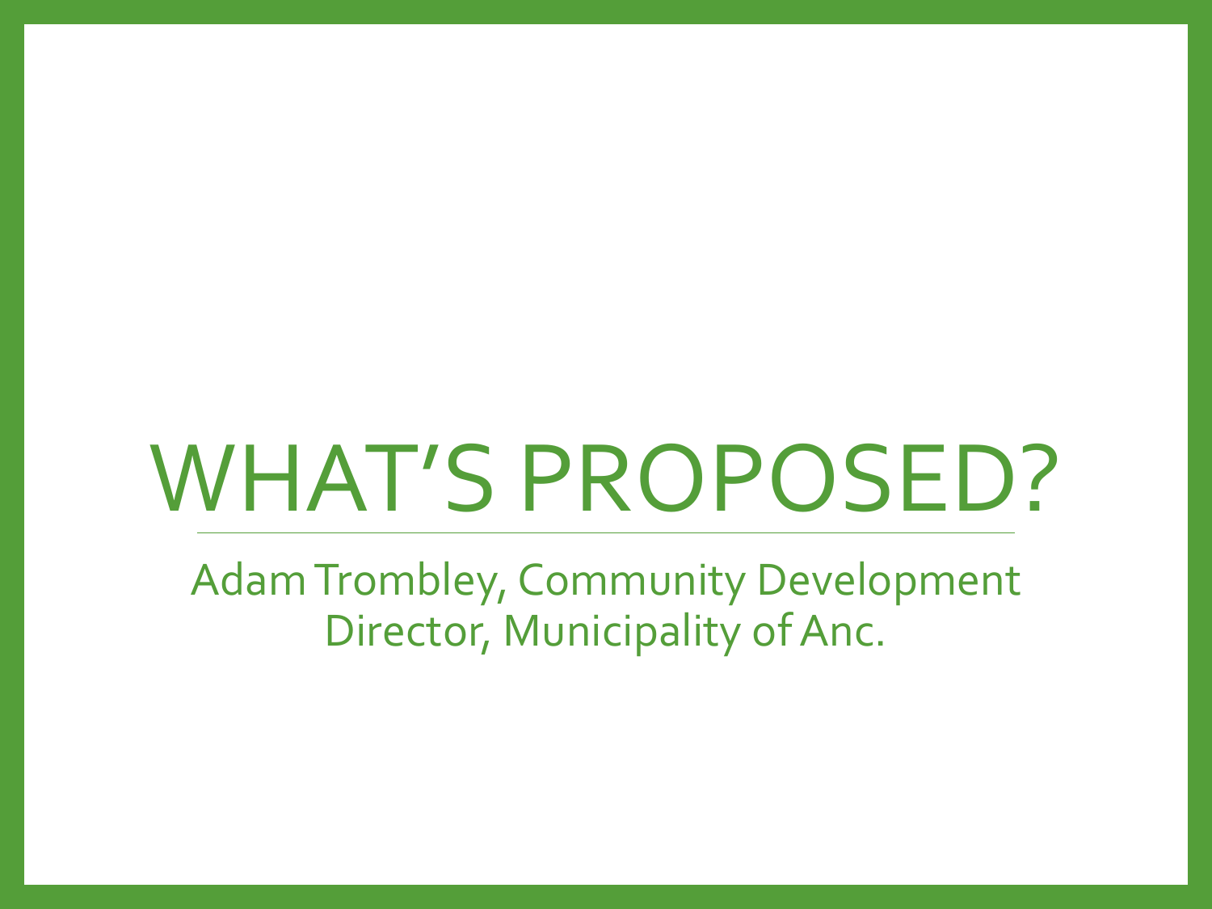# WHAT'S PROPOSED?

Adam Trombley, Community Development Director, Municipality of Anc.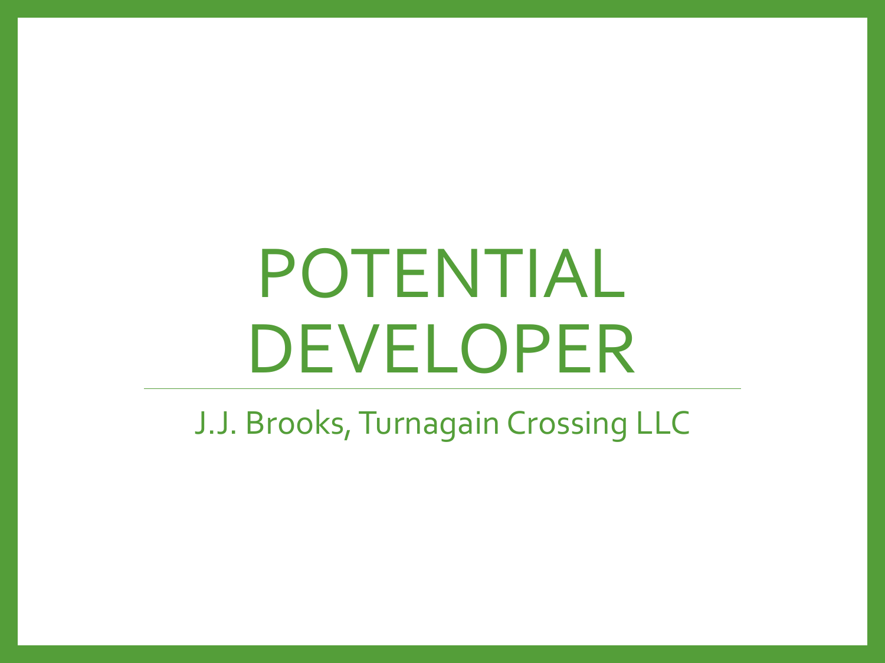# POTENTIAL DEVELOPER

J.J. Brooks, Turnagain Crossing LLC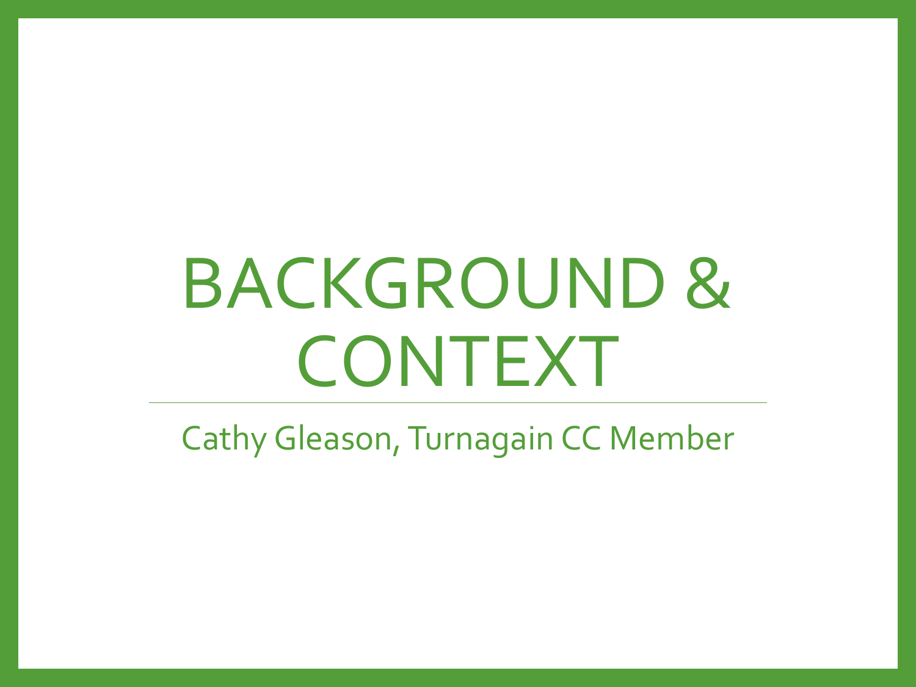# BACKGROUND & CONTEXT

Cathy Gleason, Turnagain CC Member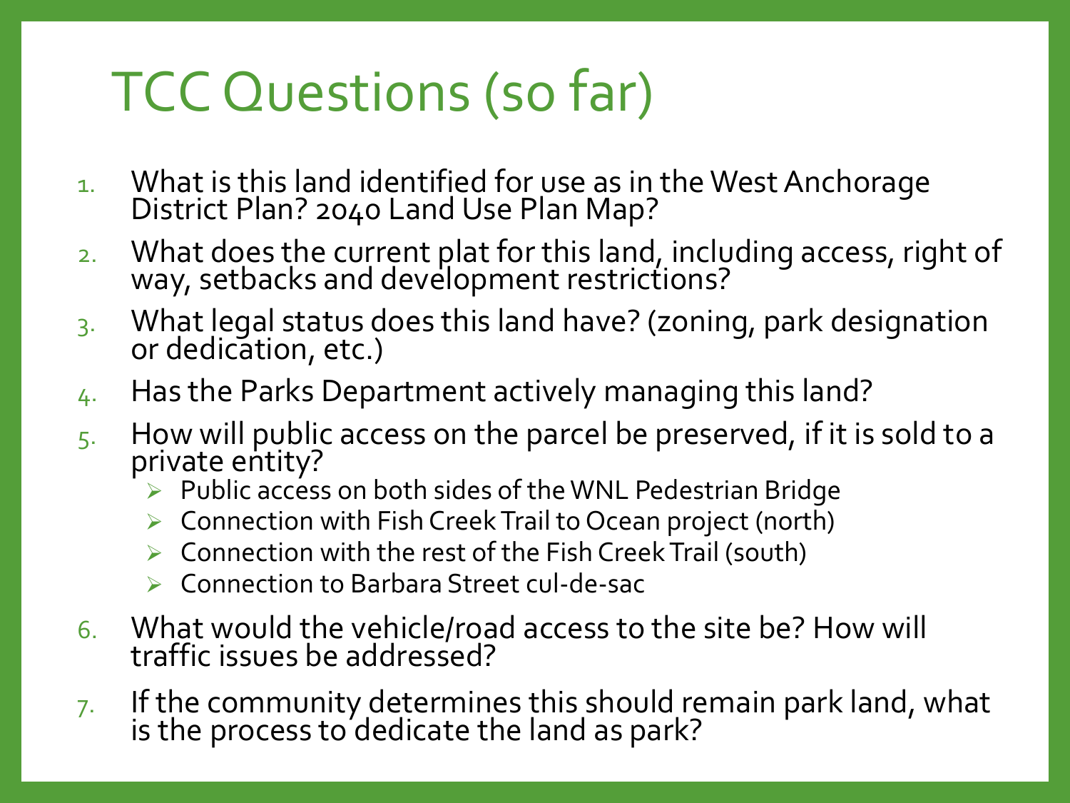# TCC Questions (so far)

1. What is this land identified for use as in the West Anchorage District Plan? 2040 Land Use Plan Map?
2. What does the current plat for this land, including access, right of way, setbacks and development restrictions?
3. What legal status does this land have? (zoning, park designation or dedication, etc.)
4. Has the Parks Department actively managing this land?
5. How will public access on the parcel be preserved, if it is sold to a private entity?
   - Public access on both sides of the WNL Pedestrian Bridge
   - Connection with Fish Creek Trail to Ocean project (north)
   - Connection with the rest of the Fish Creek Trail (south)
   - Connection to Barbara Street cul-de-sac
6. What would the vehicle/road access to the site be? How will traffic issues be addressed?
7. If the community determines this should remain park land, what is the process to dedicate the land as park?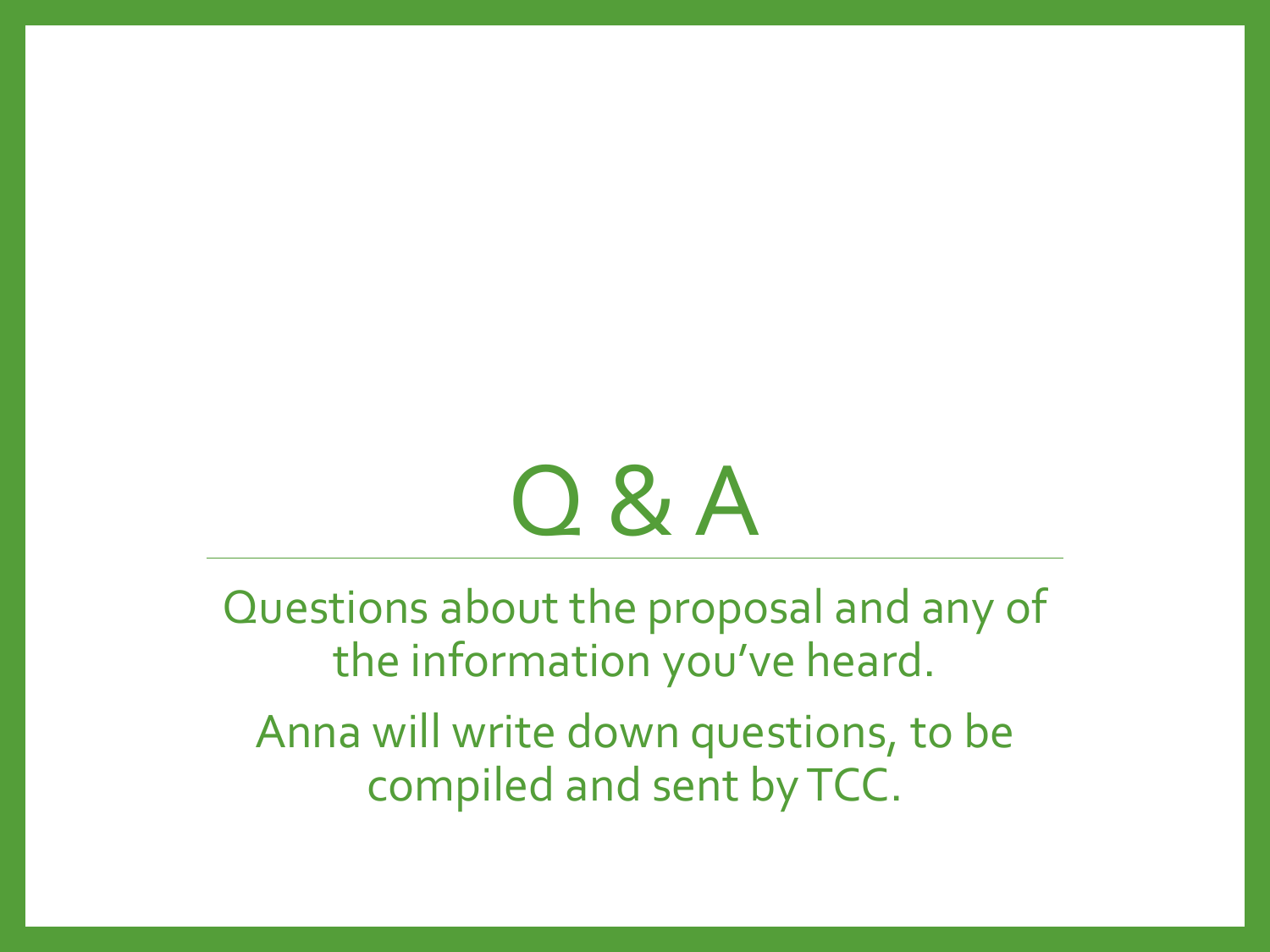# Q & A

Questions about the proposal and any of the information you've heard.

Anna will write down questions, to be compiled and sent by TCC.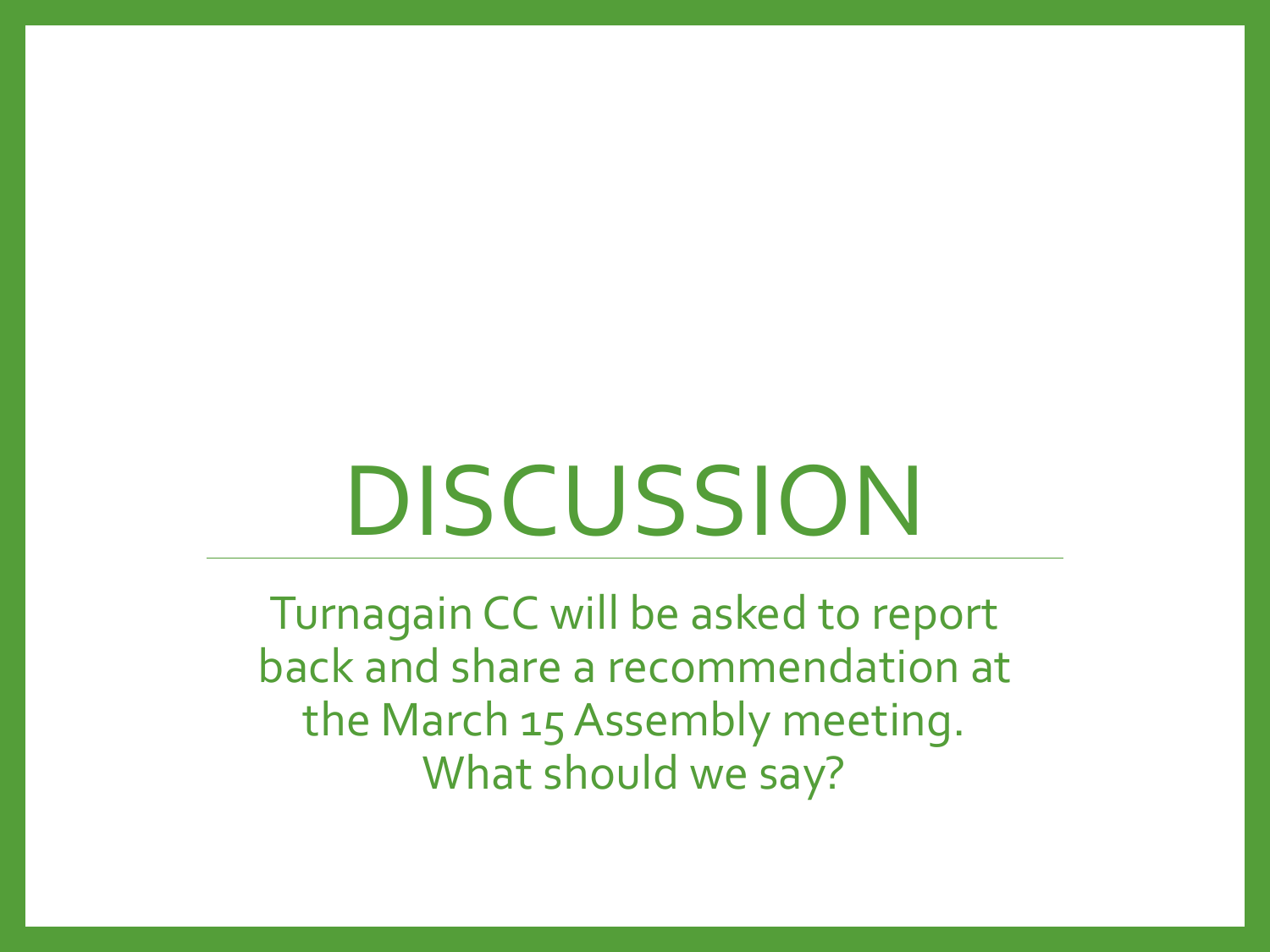# DISCUSSION

Turnagain CC will be asked to report back and share a recommendation at the March 15 Assembly meeting. What should we say?